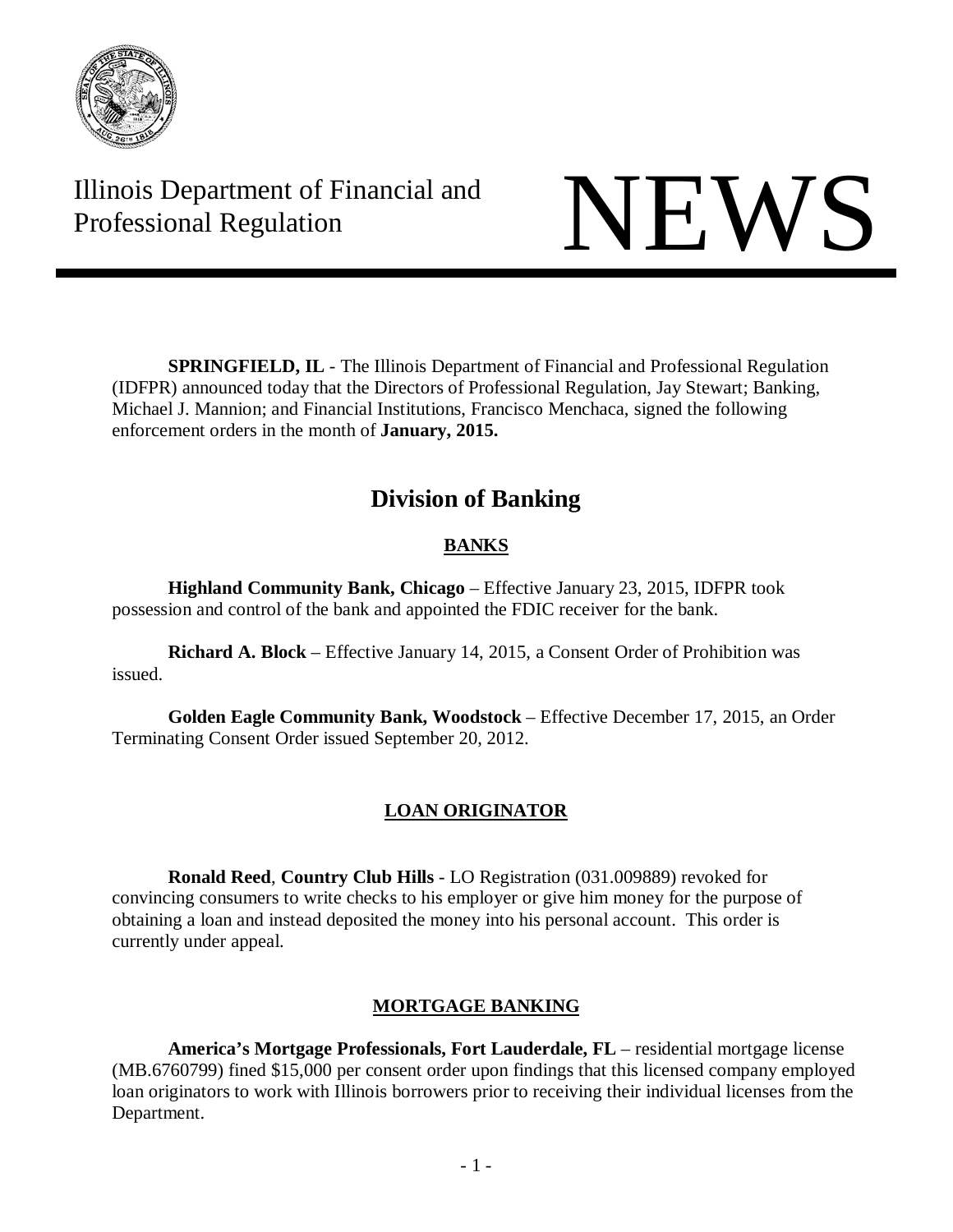Illinois Department of Financial and Professional Regulation

# NEWS

**SPRINGFIELD, IL** - The Illinois Department of Financial and Professional Regulation (IDFPR) announced today that the Directors of Professional Regulation, Jay Stewart; Banking, Michael J. Mannion; and Financial Institutions, Francisco Menchaca, signed the following enforcement orders in the month of **January, 2015.**

## Division of Banking

### BANKS

**Highland Community Bank, Chicago** – Effective January 23, 2015, IDFPR took possession and control of the bank and appointed the FDIC receiver for the bank.

**Richard A. Block** – Effective January 14, 2015, a Consent Order of Prohibition was issued.

**Golden Eagle Community Bank, Woodstock** – Effective December 17, 2015, an Order Terminating Consent Order issued September 20, 2012.

### LOAN ORIGINATOR

**Ronald Reed**, **Country Club Hills** - LO Registration (031.009889) revoked for convincing consumers to write checks to his employer or give him money for the purpose of obtaining a loan and instead deposited the money into his personal account. This order is currently under appeal.

### MORTGAGE BANKING

**America's Mortgage Professionals, Fort Lauderdale, FL** – residential mortgage license (MB.6760799) fined $15,000 per consent order upon findings that this licensed company employed loan originators to work with Illinois borrowers prior to receiving their individual licenses from the Department.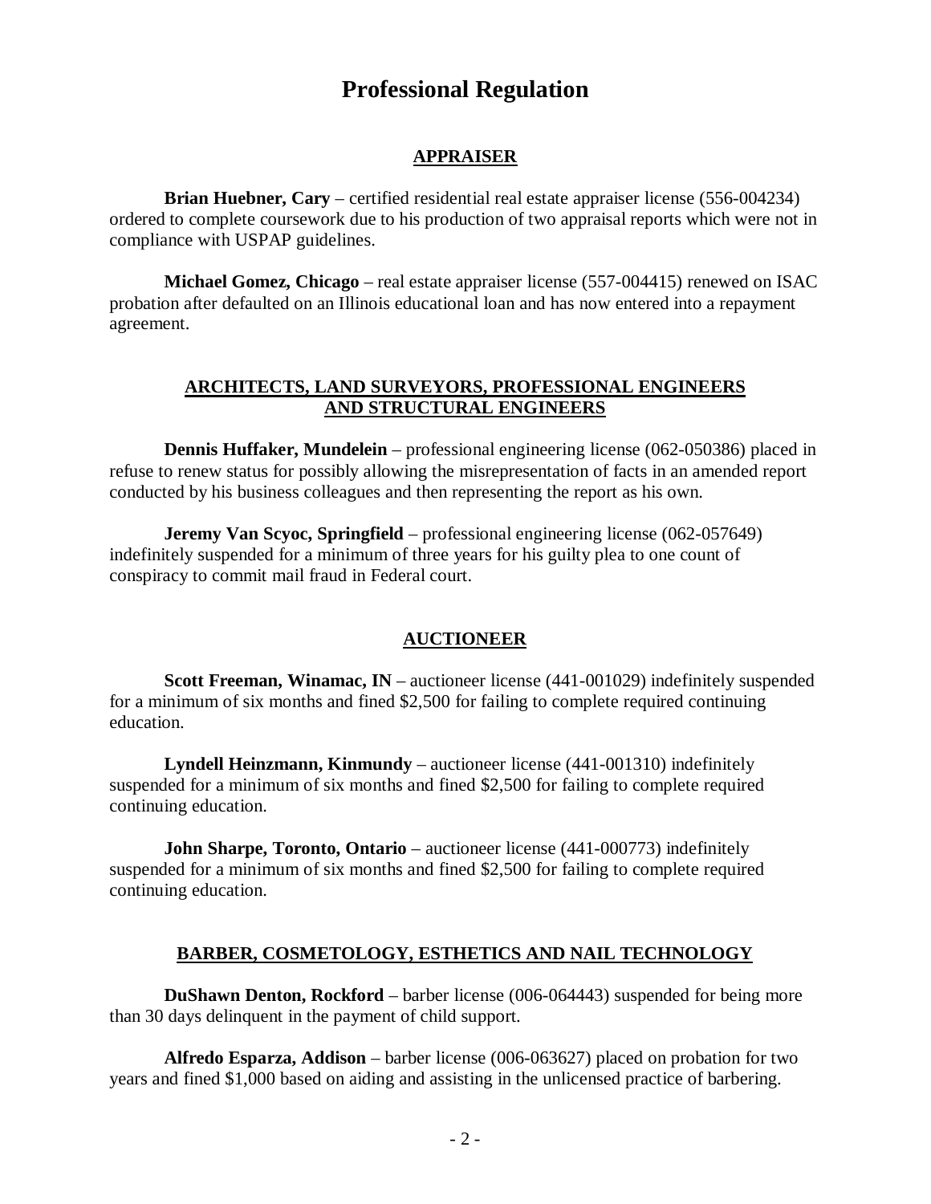# Professional Regulation

## APPRAISER

**Brian Huebner, Cary** – certified residential real estate appraiser license (556-004234) ordered to complete coursework due to his production of two appraisal reports which were not in compliance with USPAP guidelines.

**Michael Gomez, Chicago** – real estate appraiser license (557-004415) renewed on ISAC probation after defaulted on an Illinois educational loan and has now entered into a repayment agreement.

## ARCHITECTS, LAND SURVEYORS, PROFESSIONAL ENGINEERS AND STRUCTURAL ENGINEERS

**Dennis Huffaker, Mundelein** – professional engineering license (062-050386) placed in refuse to renew status for possibly allowing the misrepresentation of facts in an amended report conducted by his business colleagues and then representing the report as his own.

**Jeremy Van Scyoc, Springfield** – professional engineering license (062-057649) indefinitely suspended for a minimum of three years for his guilty plea to one count of conspiracy to commit mail fraud in Federal court.

## AUCTIONEER

**Scott Freeman, Winamac, IN** – auctioneer license (441-001029) indefinitely suspended for a minimum of six months and fined $2,500 for failing to complete required continuing education.

**Lyndell Heinzmann, Kinmundy** – auctioneer license (441-001310) indefinitely suspended for a minimum of six months and fined $2,500 for failing to complete required continuing education.

**John Sharpe, Toronto, Ontario** – auctioneer license (441-000773) indefinitely suspended for a minimum of six months and fined $2,500 for failing to complete required continuing education.

## BARBER, COSMETOLOGY, ESTHETICS AND NAIL TECHNOLOGY

**DuShawn Denton, Rockford** – barber license (006-064443) suspended for being more than 30 days delinquent in the payment of child support.

**Alfredo Esparza, Addison** – barber license (006-063627) placed on probation for two years and fined $1,000 based on aiding and assisting in the unlicensed practice of barbering.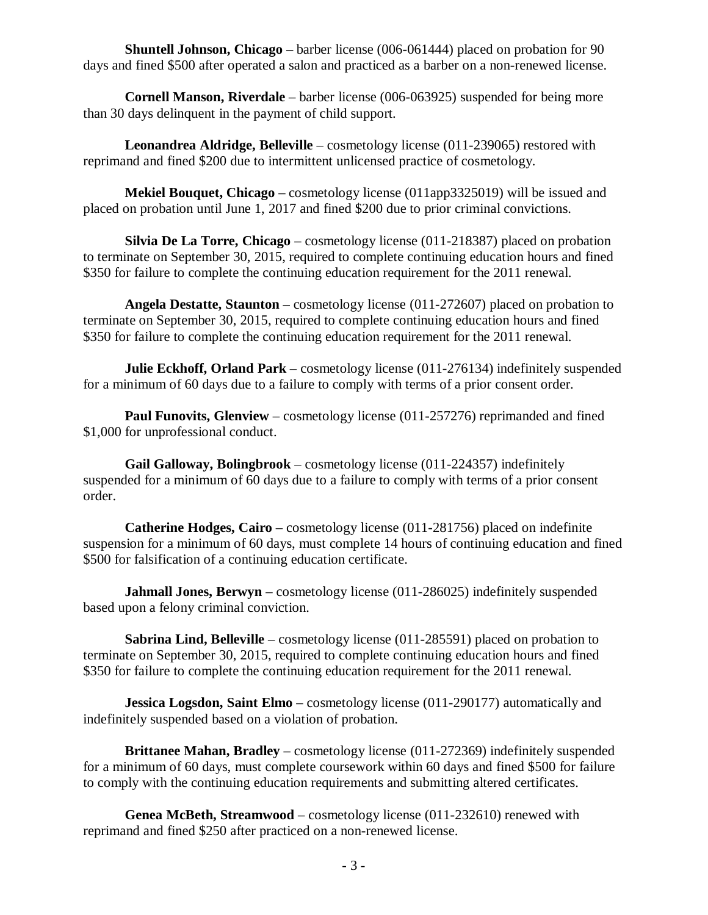**Shuntell Johnson, Chicago** – barber license (006-061444) placed on probation for 90 days and fined $500 after operated a salon and practiced as a barber on a non-renewed license.

**Cornell Manson, Riverdale** – barber license (006-063925) suspended for being more than 30 days delinquent in the payment of child support.

**Leonandrea Aldridge, Belleville** – cosmetology license (011-239065) restored with reprimand and fined $200 due to intermittent unlicensed practice of cosmetology.

**Mekiel Bouquet, Chicago** – cosmetology license (011app3325019) will be issued and placed on probation until June 1, 2017 and fined $200 due to prior criminal convictions.

**Silvia De La Torre, Chicago** – cosmetology license (011-218387) placed on probation to terminate on September 30, 2015, required to complete continuing education hours and fined $350 for failure to complete the continuing education requirement for the 2011 renewal.

**Angela Destatte, Staunton** – cosmetology license (011-272607) placed on probation to terminate on September 30, 2015, required to complete continuing education hours and fined $350 for failure to complete the continuing education requirement for the 2011 renewal.

**Julie Eckhoff, Orland Park** – cosmetology license (011-276134) indefinitely suspended for a minimum of 60 days due to a failure to comply with terms of a prior consent order.

**Paul Funovits, Glenview** – cosmetology license (011-257276) reprimanded and fined $1,000 for unprofessional conduct.

**Gail Galloway, Bolingbrook** – cosmetology license (011-224357) indefinitely suspended for a minimum of 60 days due to a failure to comply with terms of a prior consent order.

**Catherine Hodges, Cairo** – cosmetology license (011-281756) placed on indefinite suspension for a minimum of 60 days, must complete 14 hours of continuing education and fined $500 for falsification of a continuing education certificate.

**Jahmall Jones, Berwyn** – cosmetology license (011-286025) indefinitely suspended based upon a felony criminal conviction.

**Sabrina Lind, Belleville** – cosmetology license (011-285591) placed on probation to terminate on September 30, 2015, required to complete continuing education hours and fined $350 for failure to complete the continuing education requirement for the 2011 renewal.

**Jessica Logsdon, Saint Elmo** – cosmetology license (011-290177) automatically and indefinitely suspended based on a violation of probation.

**Brittanee Mahan, Bradley** – cosmetology license (011-272369) indefinitely suspended for a minimum of 60 days, must complete coursework within 60 days and fined $500 for failure to comply with the continuing education requirements and submitting altered certificates.

**Genea McBeth, Streamwood** – cosmetology license (011-232610) renewed with reprimand and fined $250 after practiced on a non-renewed license.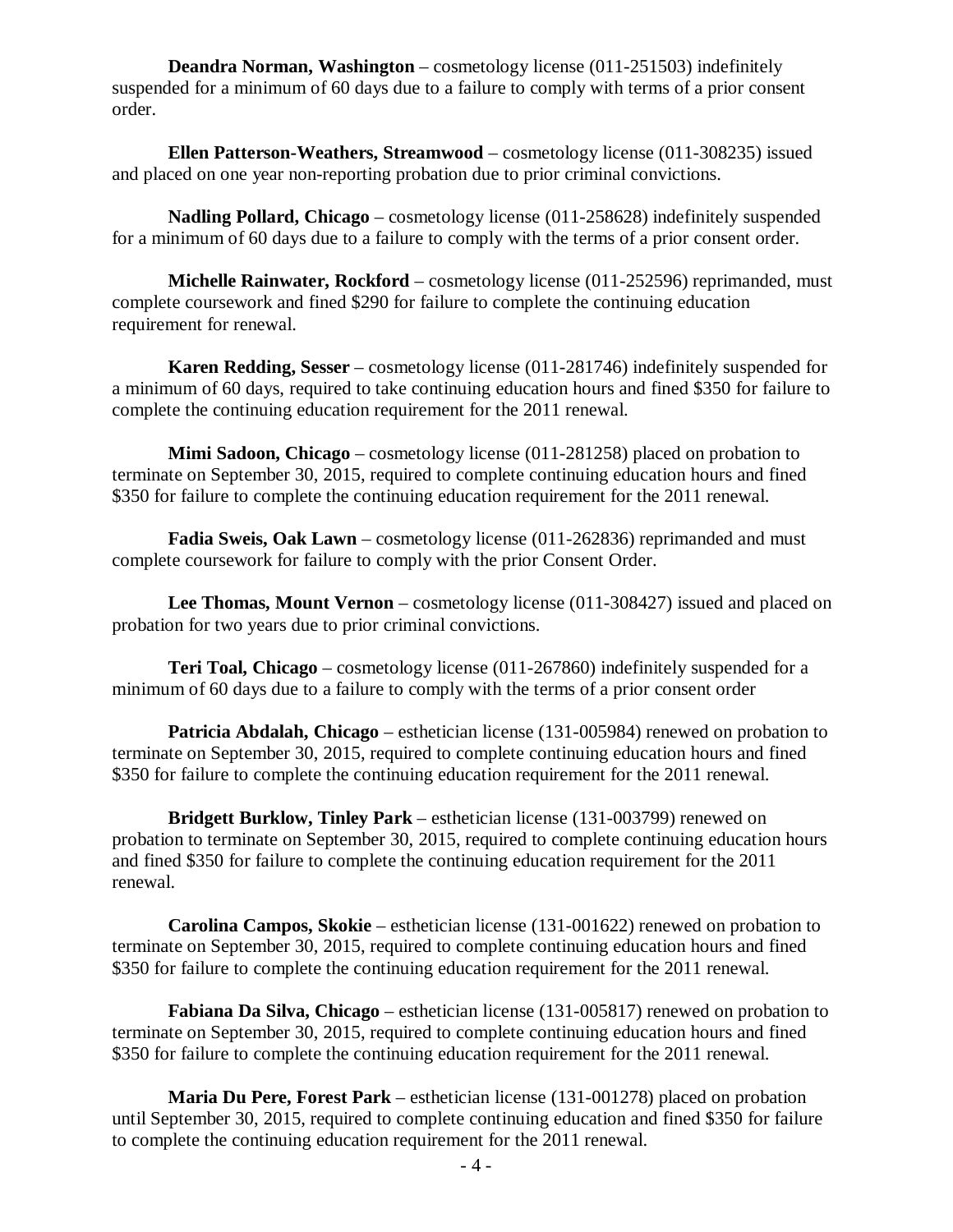**Deandra Norman, Washington** – cosmetology license (011-251503) indefinitely suspended for a minimum of 60 days due to a failure to comply with terms of a prior consent order.

**Ellen Patterson-Weathers, Streamwood** – cosmetology license (011-308235) issued and placed on one year non-reporting probation due to prior criminal convictions.

**Nadling Pollard, Chicago** – cosmetology license (011-258628) indefinitely suspended for a minimum of 60 days due to a failure to comply with the terms of a prior consent order.

**Michelle Rainwater, Rockford** – cosmetology license (011-252596) reprimanded, must complete coursework and fined $290 for failure to complete the continuing education requirement for renewal.

**Karen Redding, Sesser** – cosmetology license (011-281746) indefinitely suspended for a minimum of 60 days, required to take continuing education hours and fined $350 for failure to complete the continuing education requirement for the 2011 renewal.

**Mimi Sadoon, Chicago** – cosmetology license (011-281258) placed on probation to terminate on September 30, 2015, required to complete continuing education hours and fined $350 for failure to complete the continuing education requirement for the 2011 renewal.

**Fadia Sweis, Oak Lawn** – cosmetology license (011-262836) reprimanded and must complete coursework for failure to comply with the prior Consent Order.

**Lee Thomas, Mount Vernon** – cosmetology license (011-308427) issued and placed on probation for two years due to prior criminal convictions.

**Teri Toal, Chicago** – cosmetology license (011-267860) indefinitely suspended for a minimum of 60 days due to a failure to comply with the terms of a prior consent order

**Patricia Abdalah, Chicago** – esthetician license (131-005984) renewed on probation to terminate on September 30, 2015, required to complete continuing education hours and fined $350 for failure to complete the continuing education requirement for the 2011 renewal.

**Bridgett Burklow, Tinley Park** – esthetician license (131-003799) renewed on probation to terminate on September 30, 2015, required to complete continuing education hours and fined $350 for failure to complete the continuing education requirement for the 2011 renewal.

**Carolina Campos, Skokie** – esthetician license (131-001622) renewed on probation to terminate on September 30, 2015, required to complete continuing education hours and fined $350 for failure to complete the continuing education requirement for the 2011 renewal.

**Fabiana Da Silva, Chicago** – esthetician license (131-005817) renewed on probation to terminate on September 30, 2015, required to complete continuing education hours and fined $350 for failure to complete the continuing education requirement for the 2011 renewal.

**Maria Du Pere, Forest Park** – esthetician license (131-001278) placed on probation until September 30, 2015, required to complete continuing education and fined $350 for failure to complete the continuing education requirement for the 2011 renewal.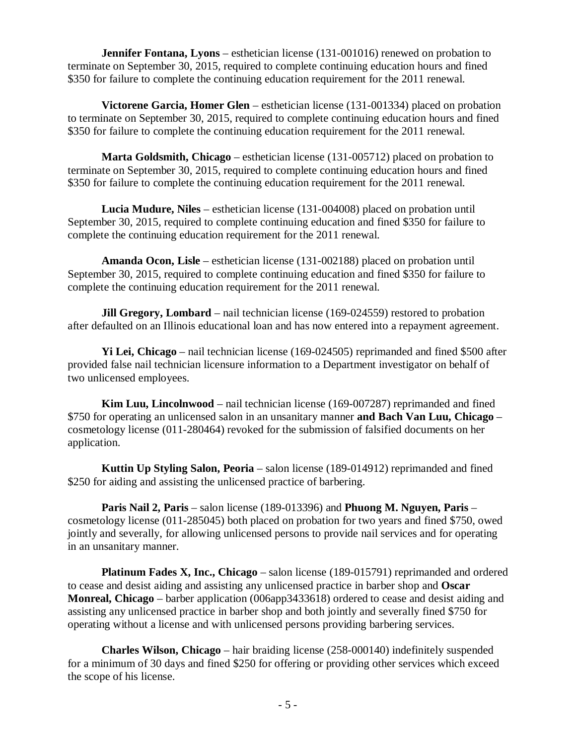**Jennifer Fontana, Lyons** – esthetician license (131-001016) renewed on probation to terminate on September 30, 2015, required to complete continuing education hours and fined $350 for failure to complete the continuing education requirement for the 2011 renewal.

**Victorene Garcia, Homer Glen** – esthetician license (131-001334) placed on probation to terminate on September 30, 2015, required to complete continuing education hours and fined $350 for failure to complete the continuing education requirement for the 2011 renewal.

**Marta Goldsmith, Chicago** – esthetician license (131-005712) placed on probation to terminate on September 30, 2015, required to complete continuing education hours and fined $350 for failure to complete the continuing education requirement for the 2011 renewal.

**Lucia Mudure, Niles** – esthetician license (131-004008) placed on probation until September 30, 2015, required to complete continuing education and fined $350 for failure to complete the continuing education requirement for the 2011 renewal.

**Amanda Ocon, Lisle** – esthetician license (131-002188) placed on probation until September 30, 2015, required to complete continuing education and fined $350 for failure to complete the continuing education requirement for the 2011 renewal.

**Jill Gregory, Lombard** – nail technician license (169-024559) restored to probation after defaulted on an Illinois educational loan and has now entered into a repayment agreement.

**Yi Lei, Chicago** – nail technician license (169-024505) reprimanded and fined $500 after provided false nail technician licensure information to a Department investigator on behalf of two unlicensed employees.

**Kim Luu, Lincolnwood** – nail technician license (169-007287) reprimanded and fined $750 for operating an unlicensed salon in an unsanitary manner **and Bach Van Luu, Chicago** – cosmetology license (011-280464) revoked for the submission of falsified documents on her application.

**Kuttin Up Styling Salon, Peoria** – salon license (189-014912) reprimanded and fined $250 for aiding and assisting the unlicensed practice of barbering.

**Paris Nail 2, Paris** – salon license (189-013396) and **Phuong M. Nguyen, Paris** – cosmetology license (011-285045) both placed on probation for two years and fined $750, owed jointly and severally, for allowing unlicensed persons to provide nail services and for operating in an unsanitary manner.

**Platinum Fades X, Inc., Chicago** – salon license (189-015791) reprimanded and ordered to cease and desist aiding and assisting any unlicensed practice in barber shop and **Oscar Monreal, Chicago** – barber application (006app3433618) ordered to cease and desist aiding and assisting any unlicensed practice in barber shop and both jointly and severally fined $750 for operating without a license and with unlicensed persons providing barbering services.

**Charles Wilson, Chicago** – hair braiding license (258-000140) indefinitely suspended for a minimum of 30 days and fined $250 for offering or providing other services which exceed the scope of his license.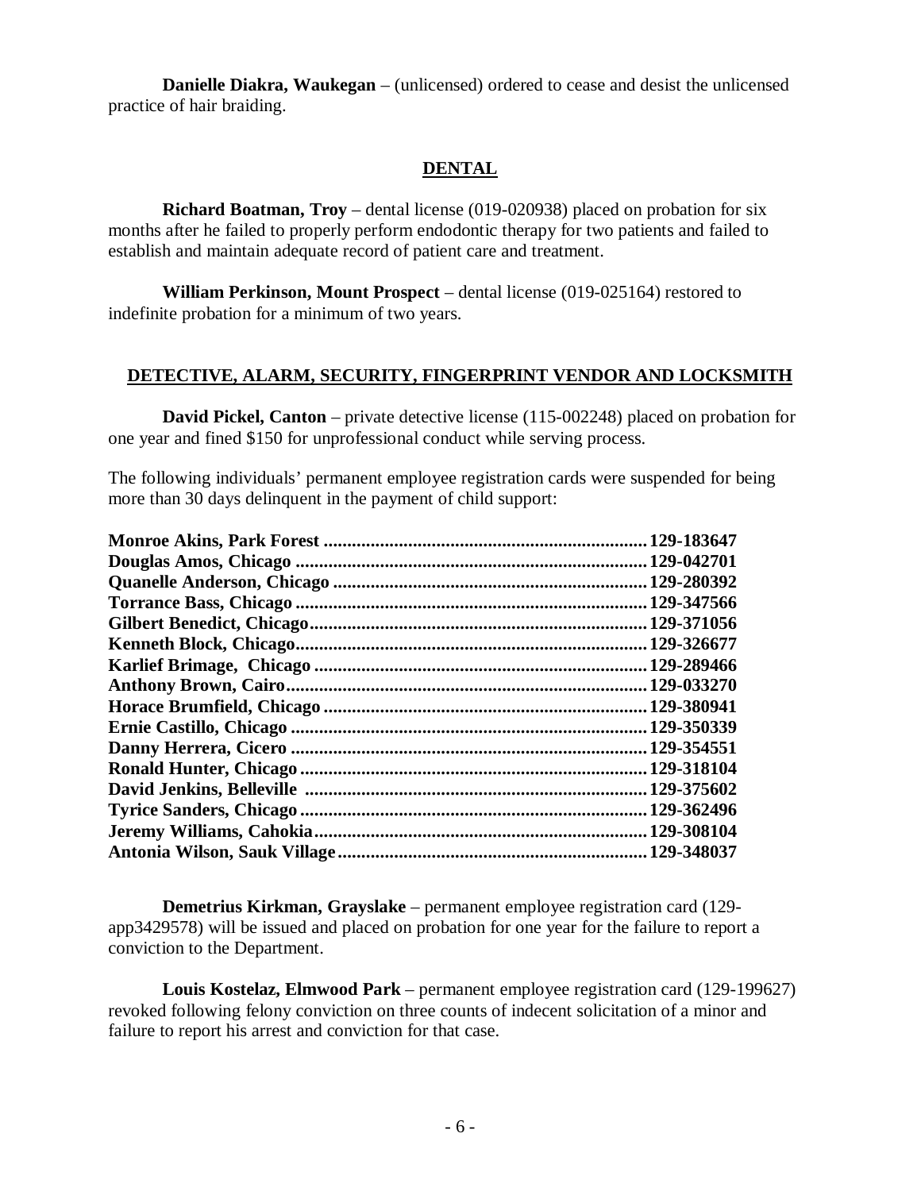**Danielle Diakra, Waukegan** – (unlicensed) ordered to cease and desist the unlicensed practice of hair braiding.

## DENTAL

**Richard Boatman, Troy** – dental license (019-020938) placed on probation for six months after he failed to properly perform endodontic therapy for two patients and failed to establish and maintain adequate record of patient care and treatment.

**William Perkinson, Mount Prospect** – dental license (019-025164) restored to indefinite probation for a minimum of two years.

## DETECTIVE, ALARM, SECURITY, FINGERPRINT VENDOR AND LOCKSMITH

**David Pickel, Canton** – private detective license (115-002248) placed on probation for one year and fined $150 for unprofessional conduct while serving process.

The following individuals' permanent employee registration cards were suspended for being more than 30 days delinquent in the payment of child support:

| | |
|---|---|
| **Monroe Akins, Park Forest** | **129-183647** |
| **Douglas Amos, Chicago** | **129-042701** |
| **Quanelle Anderson, Chicago** | **129-280392** |
| **Torrance Bass, Chicago** | **129-347566** |
| **Gilbert Benedict, Chicago** | **129-371056** |
| **Kenneth Block, Chicago** | **129-326677** |
| **Karlief Brimage, Chicago** | **129-289466** |
| **Anthony Brown, Cairo** | **129-033270** |
| **Horace Brumfield, Chicago** | **129-380941** |
| **Ernie Castillo, Chicago** | **129-350339** |
| **Danny Herrera, Cicero** | **129-354551** |
| **Ronald Hunter, Chicago** | **129-318104** |
| **David Jenkins, Belleville** | **129-375602** |
| **Tyrice Sanders, Chicago** | **129-362496** |
| **Jeremy Williams, Cahokia** | **129-308104** |
| **Antonia Wilson, Sauk Village** | **129-348037** |

**Demetrius Kirkman, Grayslake** – permanent employee registration card (129-app3429578) will be issued and placed on probation for one year for the failure to report a conviction to the Department.

**Louis Kostelaz, Elmwood Park** – permanent employee registration card (129-199627) revoked following felony conviction on three counts of indecent solicitation of a minor and failure to report his arrest and conviction for that case.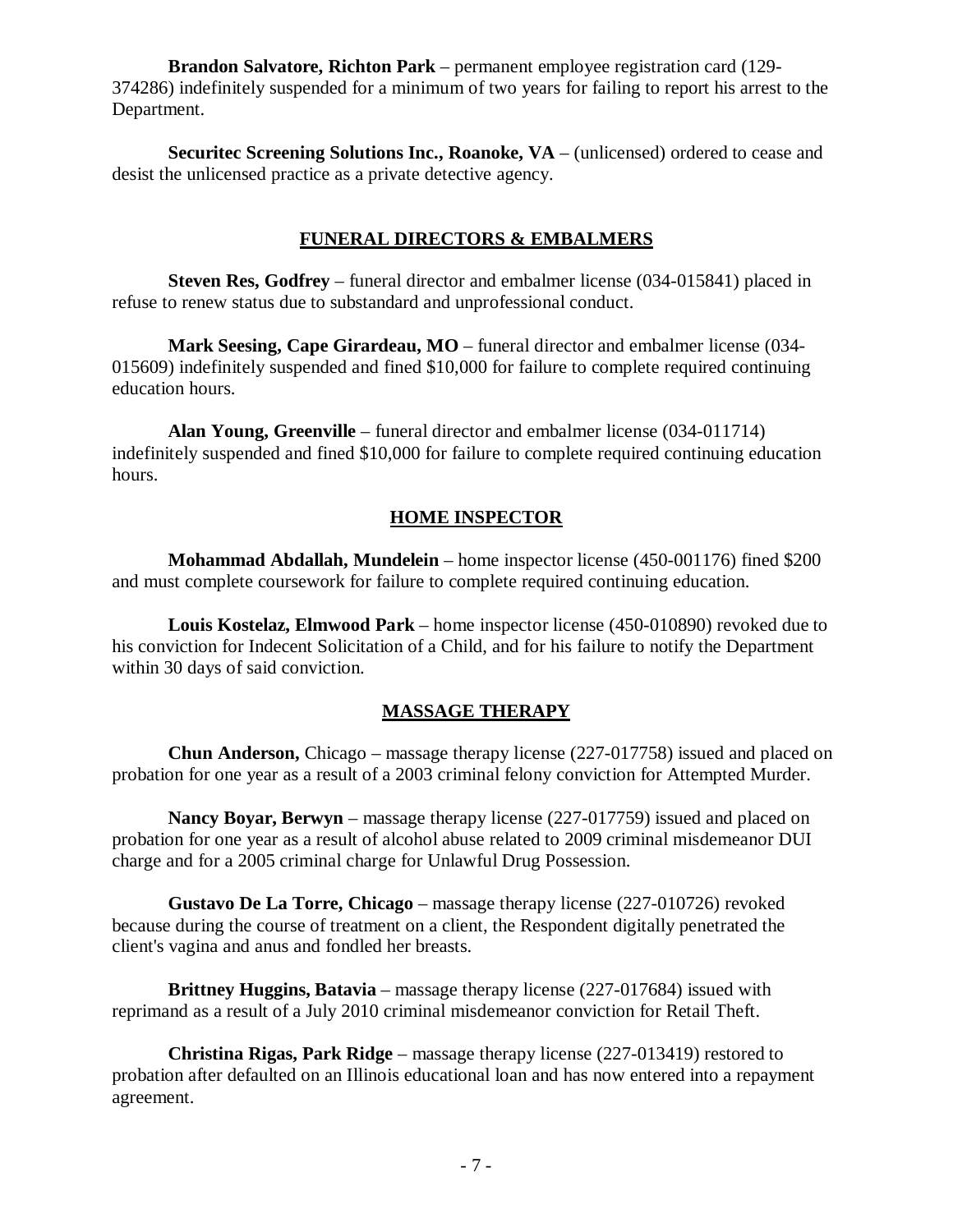**Brandon Salvatore, Richton Park** – permanent employee registration card (129-374286) indefinitely suspended for a minimum of two years for failing to report his arrest to the Department.

**Securitec Screening Solutions Inc., Roanoke, VA** – (unlicensed) ordered to cease and desist the unlicensed practice as a private detective agency.

## FUNERAL DIRECTORS & EMBALMERS

**Steven Res, Godfrey** – funeral director and embalmer license (034-015841) placed in refuse to renew status due to substandard and unprofessional conduct.

**Mark Seesing, Cape Girardeau, MO** – funeral director and embalmer license (034-015609) indefinitely suspended and fined $10,000 for failure to complete required continuing education hours.

**Alan Young, Greenville** – funeral director and embalmer license (034-011714) indefinitely suspended and fined $10,000 for failure to complete required continuing education hours.

## HOME INSPECTOR

**Mohammad Abdallah, Mundelein** – home inspector license (450-001176) fined $200 and must complete coursework for failure to complete required continuing education.

**Louis Kostelaz, Elmwood Park** – home inspector license (450-010890) revoked due to his conviction for Indecent Solicitation of a Child, and for his failure to notify the Department within 30 days of said conviction.

## MASSAGE THERAPY

**Chun Anderson,** Chicago – massage therapy license (227-017758) issued and placed on probation for one year as a result of a 2003 criminal felony conviction for Attempted Murder.

**Nancy Boyar, Berwyn** – massage therapy license (227-017759) issued and placed on probation for one year as a result of alcohol abuse related to 2009 criminal misdemeanor DUI charge and for a 2005 criminal charge for Unlawful Drug Possession.

**Gustavo De La Torre, Chicago** – massage therapy license (227-010726) revoked because during the course of treatment on a client, the Respondent digitally penetrated the client's vagina and anus and fondled her breasts.

**Brittney Huggins, Batavia** – massage therapy license (227-017684) issued with reprimand as a result of a July 2010 criminal misdemeanor conviction for Retail Theft.

**Christina Rigas, Park Ridge** – massage therapy license (227-013419) restored to probation after defaulted on an Illinois educational loan and has now entered into a repayment agreement.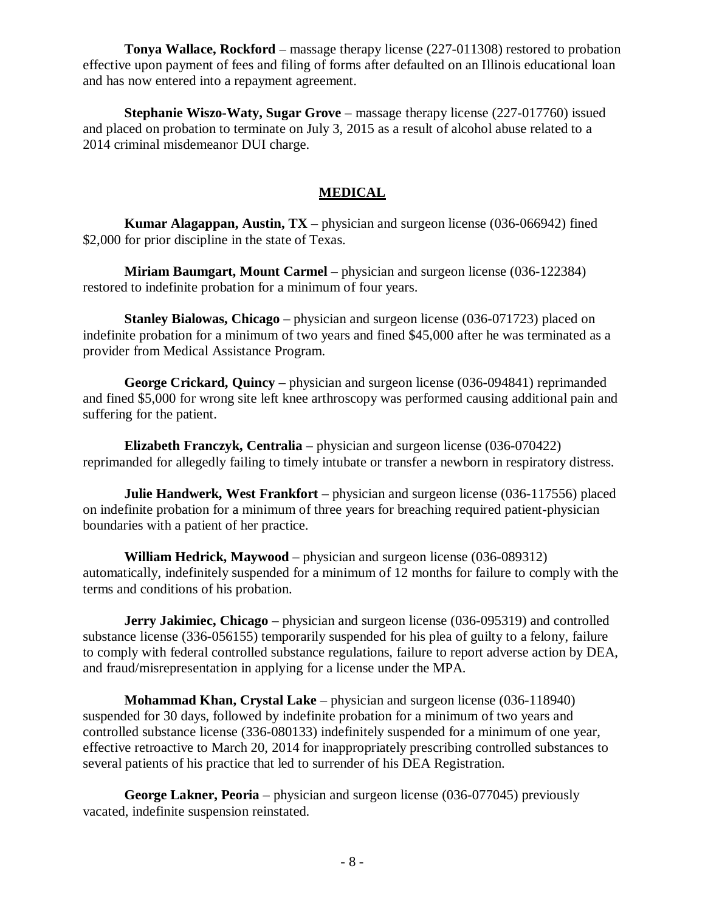**Tonya Wallace, Rockford** – massage therapy license (227-011308) restored to probation effective upon payment of fees and filing of forms after defaulted on an Illinois educational loan and has now entered into a repayment agreement.

**Stephanie Wiszo-Waty, Sugar Grove** – massage therapy license (227-017760) issued and placed on probation to terminate on July 3, 2015 as a result of alcohol abuse related to a 2014 criminal misdemeanor DUI charge.

## MEDICAL

**Kumar Alagappan, Austin, TX** – physician and surgeon license (036-066942) fined $2,000 for prior discipline in the state of Texas.

**Miriam Baumgart, Mount Carmel** – physician and surgeon license (036-122384) restored to indefinite probation for a minimum of four years.

**Stanley Bialowas, Chicago** – physician and surgeon license (036-071723) placed on indefinite probation for a minimum of two years and fined $45,000 after he was terminated as a provider from Medical Assistance Program.

**George Crickard, Quincy** – physician and surgeon license (036-094841) reprimanded and fined $5,000 for wrong site left knee arthroscopy was performed causing additional pain and suffering for the patient.

**Elizabeth Franczyk, Centralia** – physician and surgeon license (036-070422) reprimanded for allegedly failing to timely intubate or transfer a newborn in respiratory distress.

**Julie Handwerk, West Frankfort** – physician and surgeon license (036-117556) placed on indefinite probation for a minimum of three years for breaching required patient-physician boundaries with a patient of her practice.

**William Hedrick, Maywood** – physician and surgeon license (036-089312) automatically, indefinitely suspended for a minimum of 12 months for failure to comply with the terms and conditions of his probation.

**Jerry Jakimiec, Chicago** – physician and surgeon license (036-095319) and controlled substance license (336-056155) temporarily suspended for his plea of guilty to a felony, failure to comply with federal controlled substance regulations, failure to report adverse action by DEA, and fraud/misrepresentation in applying for a license under the MPA.

**Mohammad Khan, Crystal Lake** – physician and surgeon license (036-118940) suspended for 30 days, followed by indefinite probation for a minimum of two years and controlled substance license (336-080133) indefinitely suspended for a minimum of one year, effective retroactive to March 20, 2014 for inappropriately prescribing controlled substances to several patients of his practice that led to surrender of his DEA Registration.

**George Lakner, Peoria** – physician and surgeon license (036-077045) previously vacated, indefinite suspension reinstated.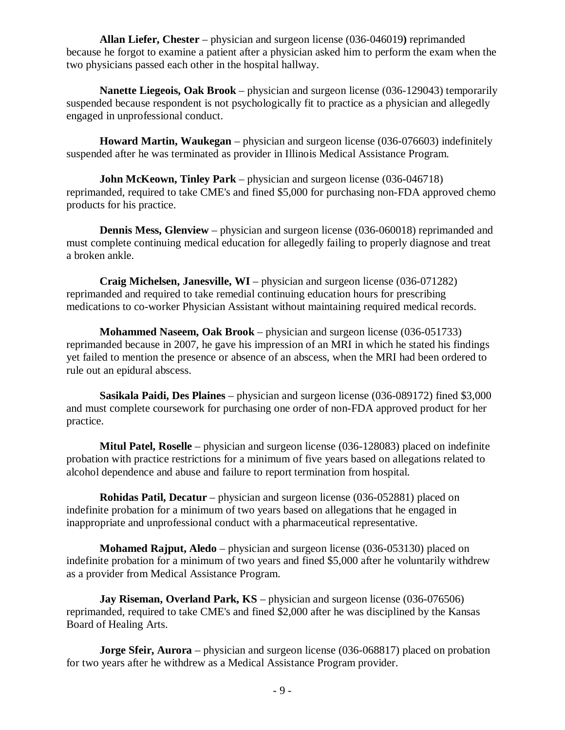**Allan Liefer, Chester** – physician and surgeon license (036-046019**)** reprimanded because he forgot to examine a patient after a physician asked him to perform the exam when the two physicians passed each other in the hospital hallway.

**Nanette Liegeois, Oak Brook** – physician and surgeon license (036-129043) temporarily suspended because respondent is not psychologically fit to practice as a physician and allegedly engaged in unprofessional conduct.

**Howard Martin, Waukegan** – physician and surgeon license (036-076603) indefinitely suspended after he was terminated as provider in Illinois Medical Assistance Program.

**John McKeown, Tinley Park** – physician and surgeon license (036-046718) reprimanded, required to take CME's and fined $5,000 for purchasing non-FDA approved chemo products for his practice.

**Dennis Mess, Glenview** – physician and surgeon license (036-060018) reprimanded and must complete continuing medical education for allegedly failing to properly diagnose and treat a broken ankle.

**Craig Michelsen, Janesville, WI** – physician and surgeon license (036-071282) reprimanded and required to take remedial continuing education hours for prescribing medications to co-worker Physician Assistant without maintaining required medical records.

**Mohammed Naseem, Oak Brook** – physician and surgeon license (036-051733) reprimanded because in 2007, he gave his impression of an MRI in which he stated his findings yet failed to mention the presence or absence of an abscess, when the MRI had been ordered to rule out an epidural abscess.

**Sasikala Paidi, Des Plaines** – physician and surgeon license (036-089172) fined $3,000 and must complete coursework for purchasing one order of non-FDA approved product for her practice.

**Mitul Patel, Roselle** – physician and surgeon license (036-128083) placed on indefinite probation with practice restrictions for a minimum of five years based on allegations related to alcohol dependence and abuse and failure to report termination from hospital.

**Rohidas Patil, Decatur** – physician and surgeon license (036-052881) placed on indefinite probation for a minimum of two years based on allegations that he engaged in inappropriate and unprofessional conduct with a pharmaceutical representative.

**Mohamed Rajput, Aledo** – physician and surgeon license (036-053130) placed on indefinite probation for a minimum of two years and fined $5,000 after he voluntarily withdrew as a provider from Medical Assistance Program.

**Jay Riseman, Overland Park, KS** – physician and surgeon license (036-076506) reprimanded, required to take CME's and fined $2,000 after he was disciplined by the Kansas Board of Healing Arts.

**Jorge Sfeir, Aurora** – physician and surgeon license (036-068817) placed on probation for two years after he withdrew as a Medical Assistance Program provider.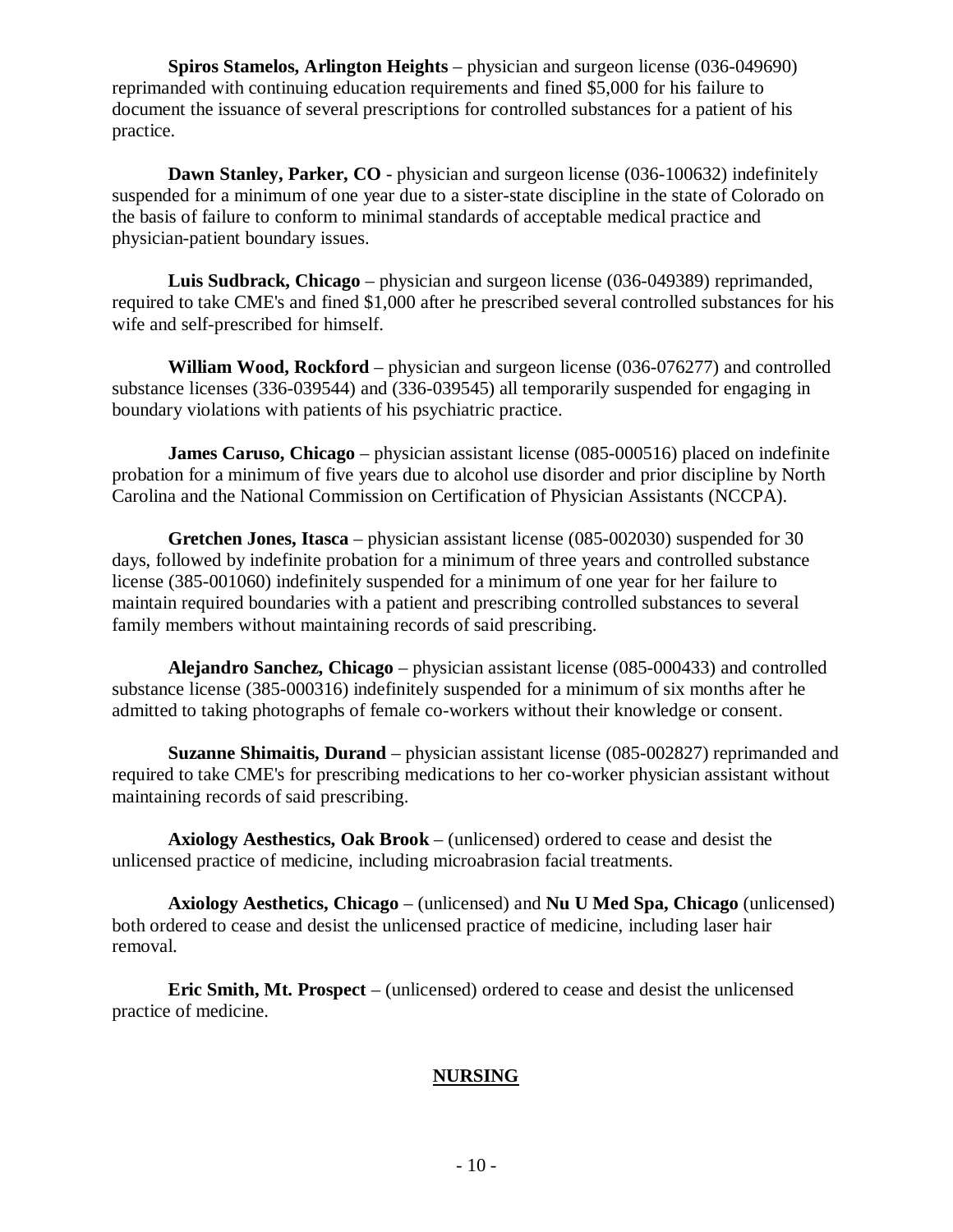**Spiros Stamelos, Arlington Heights** – physician and surgeon license (036-049690) reprimanded with continuing education requirements and fined $5,000 for his failure to document the issuance of several prescriptions for controlled substances for a patient of his practice.

**Dawn Stanley, Parker, CO** - physician and surgeon license (036-100632) indefinitely suspended for a minimum of one year due to a sister-state discipline in the state of Colorado on the basis of failure to conform to minimal standards of acceptable medical practice and physician-patient boundary issues.

**Luis Sudbrack, Chicago** – physician and surgeon license (036-049389) reprimanded, required to take CME's and fined $1,000 after he prescribed several controlled substances for his wife and self-prescribed for himself.

**William Wood, Rockford** – physician and surgeon license (036-076277) and controlled substance licenses (336-039544) and (336-039545) all temporarily suspended for engaging in boundary violations with patients of his psychiatric practice.

**James Caruso, Chicago** – physician assistant license (085-000516) placed on indefinite probation for a minimum of five years due to alcohol use disorder and prior discipline by North Carolina and the National Commission on Certification of Physician Assistants (NCCPA).

**Gretchen Jones, Itasca** – physician assistant license (085-002030) suspended for 30 days, followed by indefinite probation for a minimum of three years and controlled substance license (385-001060) indefinitely suspended for a minimum of one year for her failure to maintain required boundaries with a patient and prescribing controlled substances to several family members without maintaining records of said prescribing.

**Alejandro Sanchez, Chicago** – physician assistant license (085-000433) and controlled substance license (385-000316) indefinitely suspended for a minimum of six months after he admitted to taking photographs of female co-workers without their knowledge or consent.

**Suzanne Shimaitis, Durand** – physician assistant license (085-002827) reprimanded and required to take CME's for prescribing medications to her co-worker physician assistant without maintaining records of said prescribing.

**Axiology Aesthestics, Oak Brook** – (unlicensed) ordered to cease and desist the unlicensed practice of medicine, including microabrasion facial treatments.

**Axiology Aesthetics, Chicago** – (unlicensed) and **Nu U Med Spa, Chicago** (unlicensed) both ordered to cease and desist the unlicensed practice of medicine, including laser hair removal.

**Eric Smith, Mt. Prospect** – (unlicensed) ordered to cease and desist the unlicensed practice of medicine.

## NURSING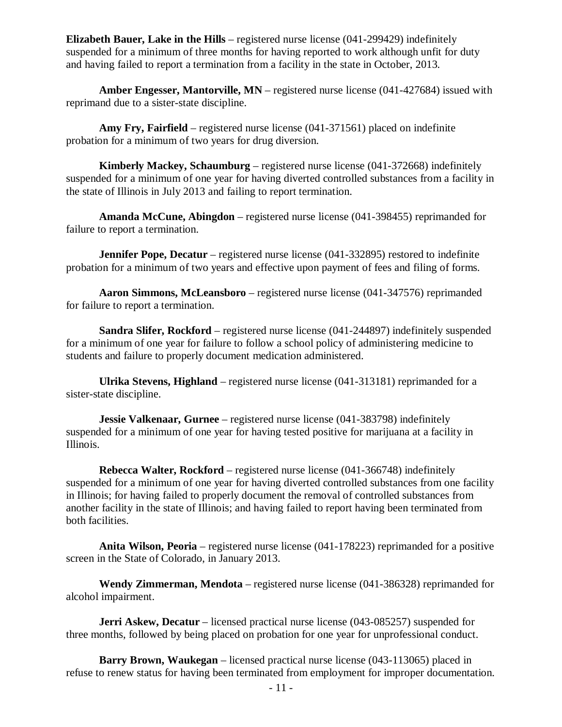**Elizabeth Bauer, Lake in the Hills** – registered nurse license (041-299429) indefinitely suspended for a minimum of three months for having reported to work although unfit for duty and having failed to report a termination from a facility in the state in October, 2013.

**Amber Engesser, Mantorville, MN** – registered nurse license (041-427684) issued with reprimand due to a sister-state discipline.

**Amy Fry, Fairfield** – registered nurse license (041-371561) placed on indefinite probation for a minimum of two years for drug diversion.

**Kimberly Mackey, Schaumburg** – registered nurse license (041-372668) indefinitely suspended for a minimum of one year for having diverted controlled substances from a facility in the state of Illinois in July 2013 and failing to report termination.

**Amanda McCune, Abingdon** – registered nurse license (041-398455) reprimanded for failure to report a termination.

**Jennifer Pope, Decatur** – registered nurse license (041-332895) restored to indefinite probation for a minimum of two years and effective upon payment of fees and filing of forms.

**Aaron Simmons, McLeansboro** – registered nurse license (041-347576) reprimanded for failure to report a termination.

**Sandra Slifer, Rockford** – registered nurse license (041-244897) indefinitely suspended for a minimum of one year for failure to follow a school policy of administering medicine to students and failure to properly document medication administered.

**Ulrika Stevens, Highland** – registered nurse license (041-313181) reprimanded for a sister-state discipline.

**Jessie Valkenaar, Gurnee** – registered nurse license (041-383798) indefinitely suspended for a minimum of one year for having tested positive for marijuana at a facility in Illinois.

**Rebecca Walter, Rockford** – registered nurse license (041-366748) indefinitely suspended for a minimum of one year for having diverted controlled substances from one facility in Illinois; for having failed to properly document the removal of controlled substances from another facility in the state of Illinois; and having failed to report having been terminated from both facilities.

**Anita Wilson, Peoria** – registered nurse license (041-178223) reprimanded for a positive screen in the State of Colorado, in January 2013.

**Wendy Zimmerman, Mendota** – registered nurse license (041-386328) reprimanded for alcohol impairment.

**Jerri Askew, Decatur** – licensed practical nurse license (043-085257) suspended for three months, followed by being placed on probation for one year for unprofessional conduct.

**Barry Brown, Waukegan** – licensed practical nurse license (043-113065) placed in refuse to renew status for having been terminated from employment for improper documentation.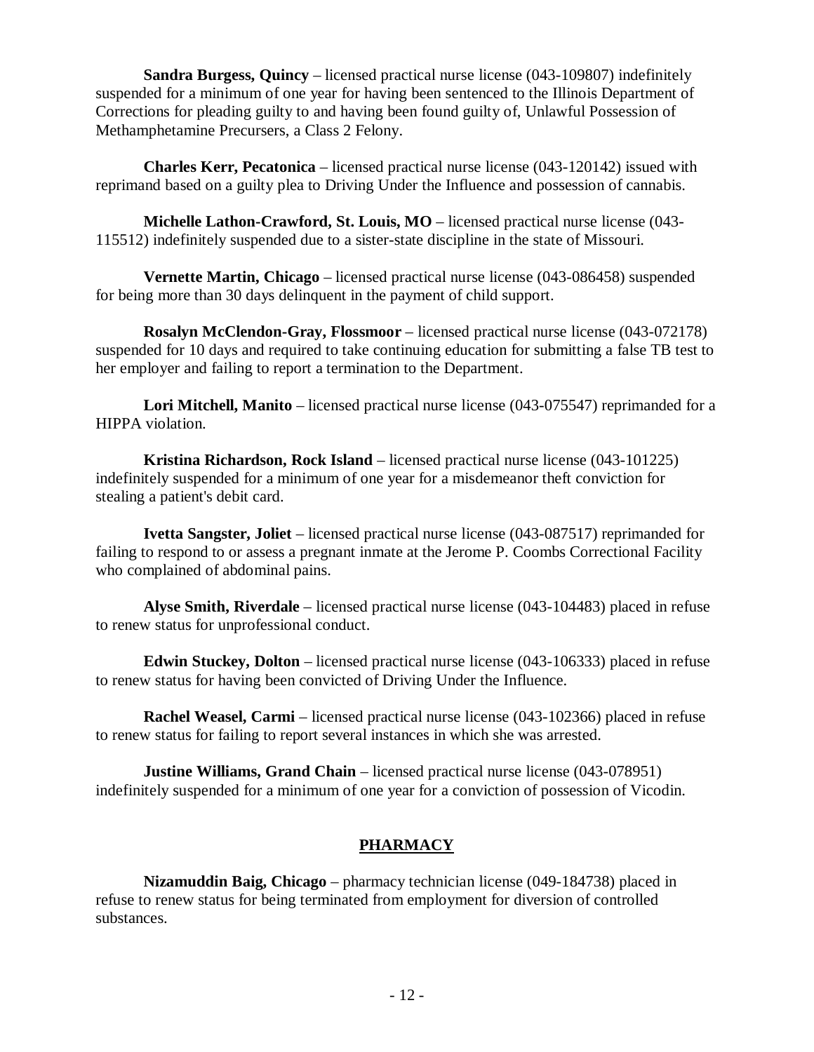**Sandra Burgess, Quincy** – licensed practical nurse license (043-109807) indefinitely suspended for a minimum of one year for having been sentenced to the Illinois Department of Corrections for pleading guilty to and having been found guilty of, Unlawful Possession of Methamphetamine Precursers, a Class 2 Felony.

**Charles Kerr, Pecatonica** – licensed practical nurse license (043-120142) issued with reprimand based on a guilty plea to Driving Under the Influence and possession of cannabis.

**Michelle Lathon-Crawford, St. Louis, MO** – licensed practical nurse license (043-115512) indefinitely suspended due to a sister-state discipline in the state of Missouri.

**Vernette Martin, Chicago** – licensed practical nurse license (043-086458) suspended for being more than 30 days delinquent in the payment of child support.

**Rosalyn McClendon-Gray, Flossmoor** – licensed practical nurse license (043-072178) suspended for 10 days and required to take continuing education for submitting a false TB test to her employer and failing to report a termination to the Department.

**Lori Mitchell, Manito** – licensed practical nurse license (043-075547) reprimanded for a HIPPA violation.

**Kristina Richardson, Rock Island** – licensed practical nurse license (043-101225) indefinitely suspended for a minimum of one year for a misdemeanor theft conviction for stealing a patient's debit card.

**Ivetta Sangster, Joliet** – licensed practical nurse license (043-087517) reprimanded for failing to respond to or assess a pregnant inmate at the Jerome P. Coombs Correctional Facility who complained of abdominal pains.

**Alyse Smith, Riverdale** – licensed practical nurse license (043-104483) placed in refuse to renew status for unprofessional conduct.

**Edwin Stuckey, Dolton** – licensed practical nurse license (043-106333) placed in refuse to renew status for having been convicted of Driving Under the Influence.

**Rachel Weasel, Carmi** – licensed practical nurse license (043-102366) placed in refuse to renew status for failing to report several instances in which she was arrested.

**Justine Williams, Grand Chain** – licensed practical nurse license (043-078951) indefinitely suspended for a minimum of one year for a conviction of possession of Vicodin.

## PHARMACY

**Nizamuddin Baig, Chicago** – pharmacy technician license (049-184738) placed in refuse to renew status for being terminated from employment for diversion of controlled substances.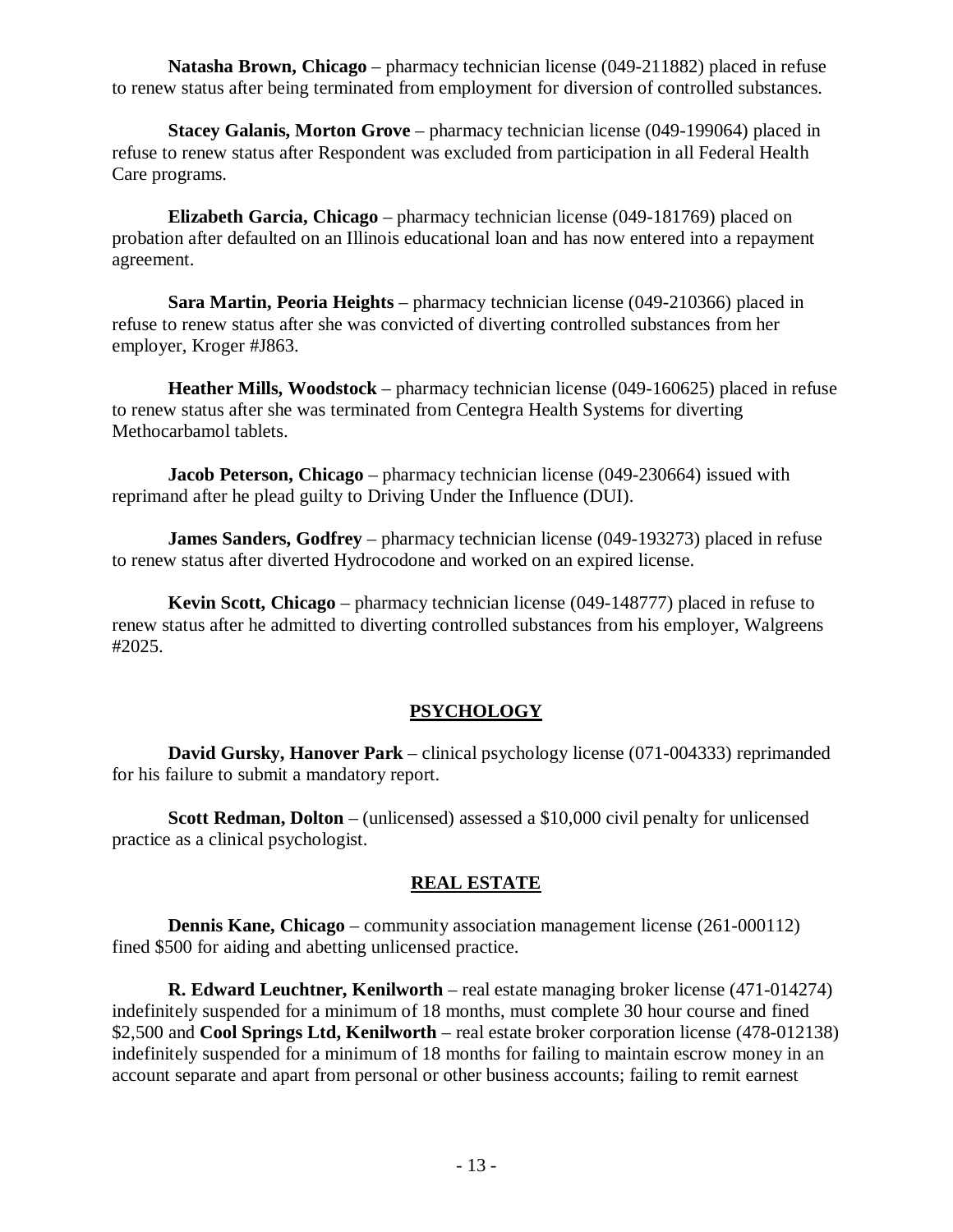**Natasha Brown, Chicago** – pharmacy technician license (049-211882) placed in refuse to renew status after being terminated from employment for diversion of controlled substances.

**Stacey Galanis, Morton Grove** – pharmacy technician license (049-199064) placed in refuse to renew status after Respondent was excluded from participation in all Federal Health Care programs.

**Elizabeth Garcia, Chicago** – pharmacy technician license (049-181769) placed on probation after defaulted on an Illinois educational loan and has now entered into a repayment agreement.

**Sara Martin, Peoria Heights** – pharmacy technician license (049-210366) placed in refuse to renew status after she was convicted of diverting controlled substances from her employer, Kroger #J863.

**Heather Mills, Woodstock** – pharmacy technician license (049-160625) placed in refuse to renew status after she was terminated from Centegra Health Systems for diverting Methocarbamol tablets.

**Jacob Peterson, Chicago** – pharmacy technician license (049-230664) issued with reprimand after he plead guilty to Driving Under the Influence (DUI).

**James Sanders, Godfrey** – pharmacy technician license (049-193273) placed in refuse to renew status after diverted Hydrocodone and worked on an expired license.

**Kevin Scott, Chicago** – pharmacy technician license (049-148777) placed in refuse to renew status after he admitted to diverting controlled substances from his employer, Walgreens #2025.

## PSYCHOLOGY

**David Gursky, Hanover Park** – clinical psychology license (071-004333) reprimanded for his failure to submit a mandatory report.

**Scott Redman, Dolton** – (unlicensed) assessed a $10,000 civil penalty for unlicensed practice as a clinical psychologist.

## REAL ESTATE

**Dennis Kane, Chicago** – community association management license (261-000112) fined $500 for aiding and abetting unlicensed practice.

**R. Edward Leuchtner, Kenilworth** – real estate managing broker license (471-014274) indefinitely suspended for a minimum of 18 months, must complete 30 hour course and fined $2,500 and **Cool Springs Ltd, Kenilworth** – real estate broker corporation license (478-012138) indefinitely suspended for a minimum of 18 months for failing to maintain escrow money in an account separate and apart from personal or other business accounts; failing to remit earnest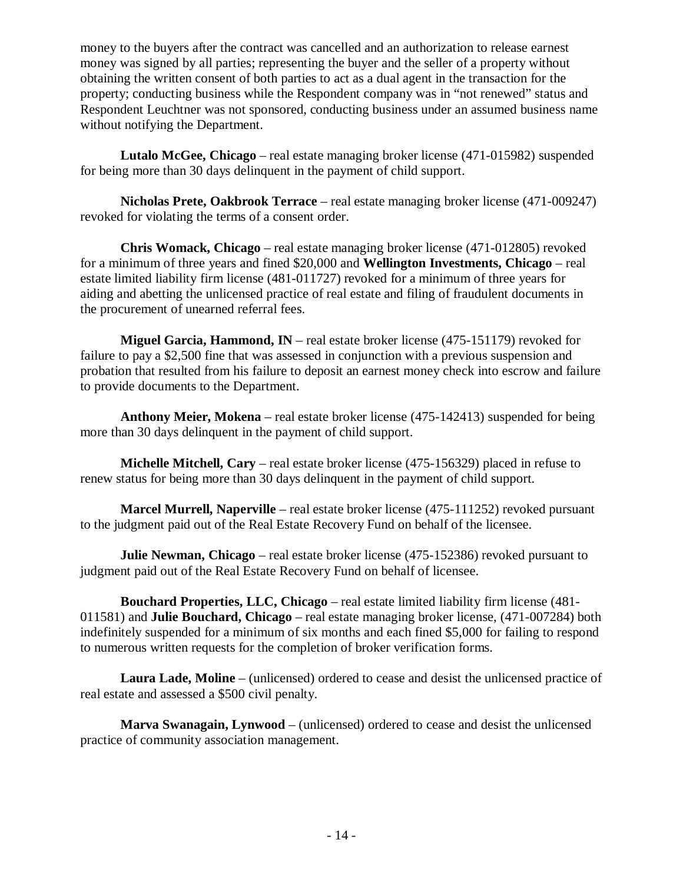money to the buyers after the contract was cancelled and an authorization to release earnest money was signed by all parties; representing the buyer and the seller of a property without obtaining the written consent of both parties to act as a dual agent in the transaction for the property; conducting business while the Respondent company was in "not renewed" status and Respondent Leuchtner was not sponsored, conducting business under an assumed business name without notifying the Department.

**Lutalo McGee, Chicago** – real estate managing broker license (471-015982) suspended for being more than 30 days delinquent in the payment of child support.

**Nicholas Prete, Oakbrook Terrace** – real estate managing broker license (471-009247) revoked for violating the terms of a consent order.

**Chris Womack, Chicago** – real estate managing broker license (471-012805) revoked for a minimum of three years and fined $20,000 and **Wellington Investments, Chicago** – real estate limited liability firm license (481-011727) revoked for a minimum of three years for aiding and abetting the unlicensed practice of real estate and filing of fraudulent documents in the procurement of unearned referral fees.

**Miguel Garcia, Hammond, IN** – real estate broker license (475-151179) revoked for failure to pay a $2,500 fine that was assessed in conjunction with a previous suspension and probation that resulted from his failure to deposit an earnest money check into escrow and failure to provide documents to the Department.

**Anthony Meier, Mokena** – real estate broker license (475-142413) suspended for being more than 30 days delinquent in the payment of child support.

**Michelle Mitchell, Cary** – real estate broker license (475-156329) placed in refuse to renew status for being more than 30 days delinquent in the payment of child support.

**Marcel Murrell, Naperville** – real estate broker license (475-111252) revoked pursuant to the judgment paid out of the Real Estate Recovery Fund on behalf of the licensee.

**Julie Newman, Chicago** – real estate broker license (475-152386) revoked pursuant to judgment paid out of the Real Estate Recovery Fund on behalf of licensee.

**Bouchard Properties, LLC, Chicago** – real estate limited liability firm license (481-011581) and **Julie Bouchard, Chicago** – real estate managing broker license, (471-007284) both indefinitely suspended for a minimum of six months and each fined $5,000 for failing to respond to numerous written requests for the completion of broker verification forms.

**Laura Lade, Moline** – (unlicensed) ordered to cease and desist the unlicensed practice of real estate and assessed a $500 civil penalty.

**Marva Swanagain, Lynwood** – (unlicensed) ordered to cease and desist the unlicensed practice of community association management.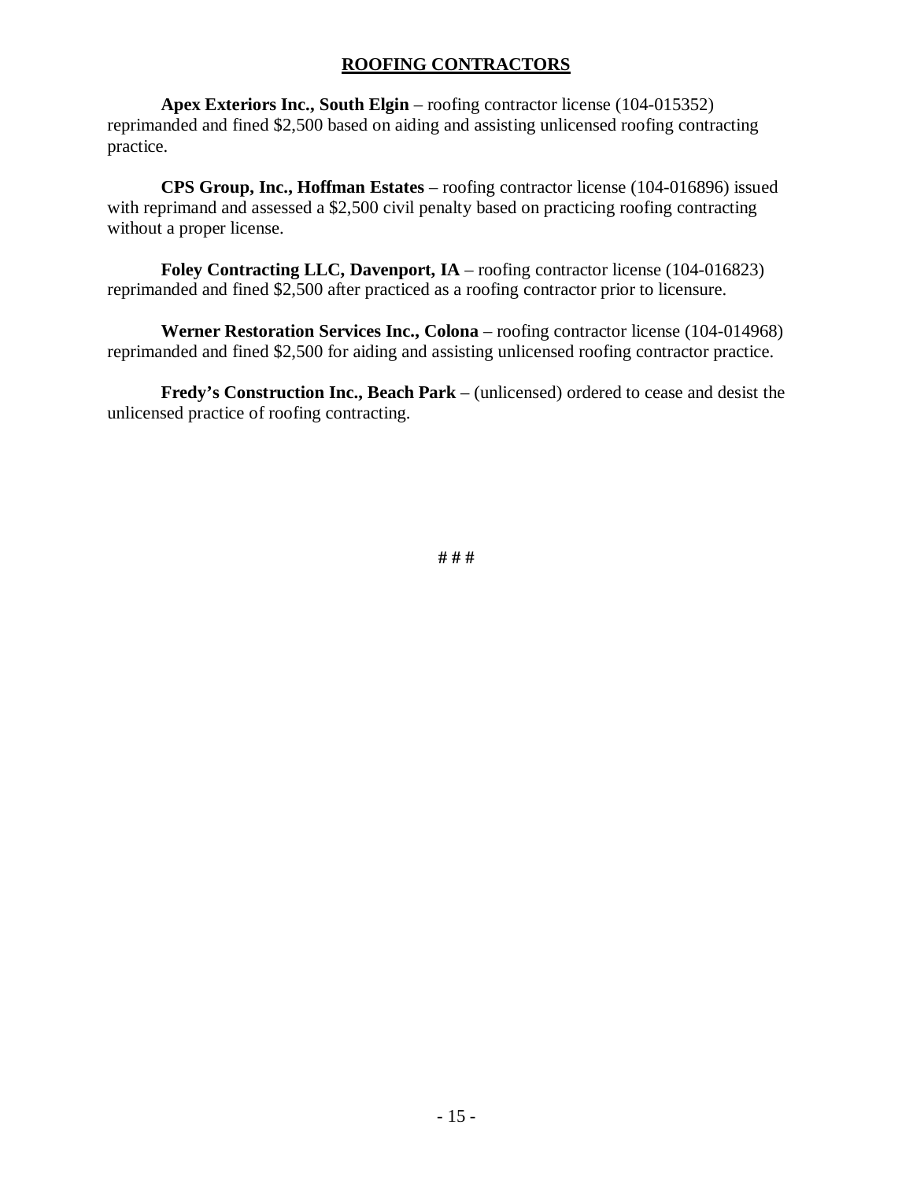## ROOFING CONTRACTORS

**Apex Exteriors Inc., South Elgin** – roofing contractor license (104-015352) reprimanded and fined $2,500 based on aiding and assisting unlicensed roofing contracting practice.

**CPS Group, Inc., Hoffman Estates** – roofing contractor license (104-016896) issued with reprimand and assessed a $2,500 civil penalty based on practicing roofing contracting without a proper license.

**Foley Contracting LLC, Davenport, IA** – roofing contractor license (104-016823) reprimanded and fined $2,500 after practiced as a roofing contractor prior to licensure.

**Werner Restoration Services Inc., Colona** – roofing contractor license (104-014968) reprimanded and fined $2,500 for aiding and assisting unlicensed roofing contractor practice.

**Fredy's Construction Inc., Beach Park** – (unlicensed) ordered to cease and desist the unlicensed practice of roofing contracting.

**# # #**